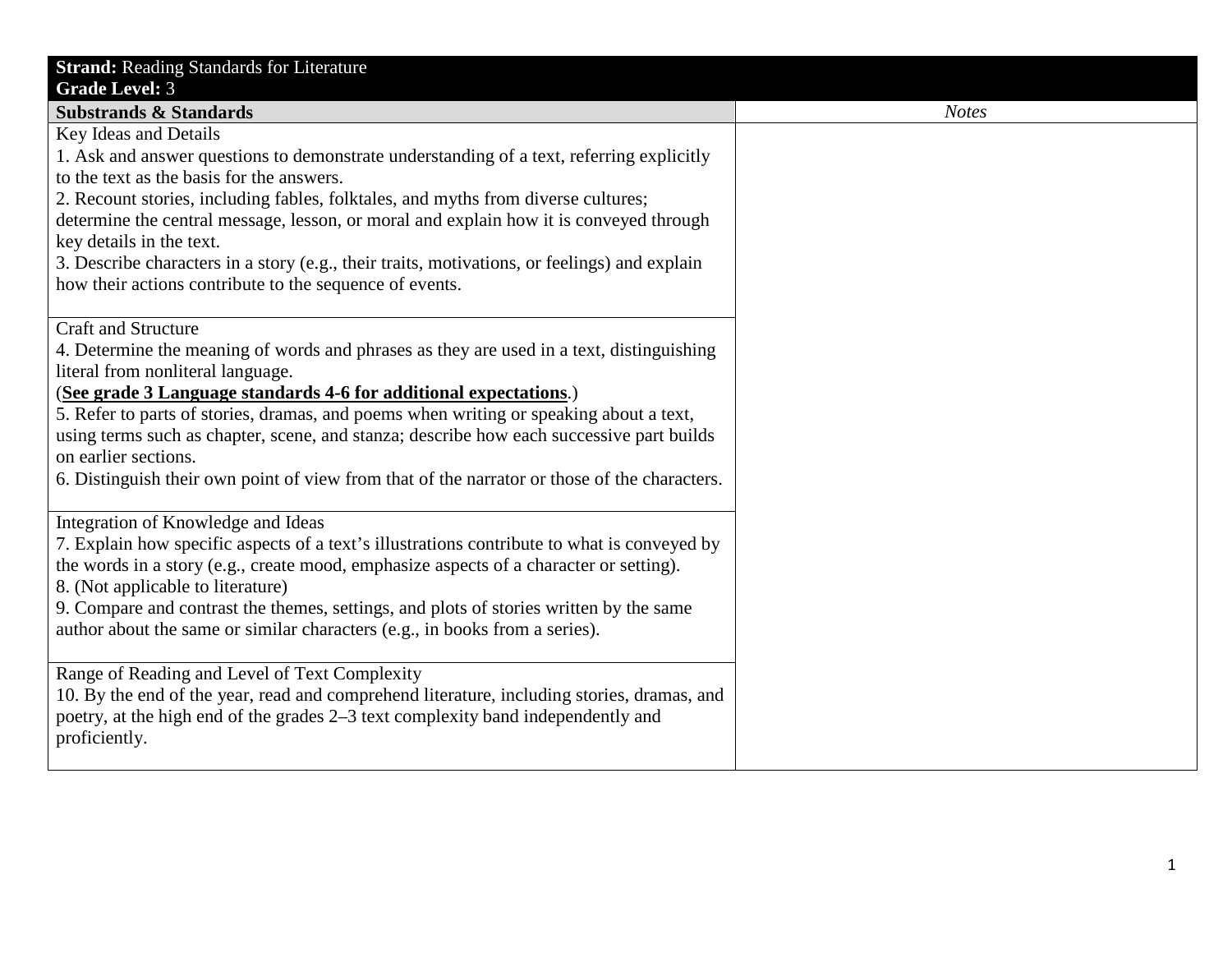| **Strand:** Reading Standards for Literature<br>**Grade Level:** 3 | |
|---|---|
| **Substrands & Standards** | *Notes* |
| Key Ideas and Details<br>1. Ask and answer questions to demonstrate understanding of a text, referring explicitly to the text as the basis for the answers.<br>2. Recount stories, including fables, folktales, and myths from diverse cultures; determine the central message, lesson, or moral and explain how it is conveyed through key details in the text.<br>3. Describe characters in a story (e.g., their traits, motivations, or feelings) and explain how their actions contribute to the sequence of events. | |
| Craft and Structure<br>4. Determine the meaning of words and phrases as they are used in a text, distinguishing literal from nonliteral language.<br>(**See grade 3 Language standards 4-6 for additional expectations**.)<br>5. Refer to parts of stories, dramas, and poems when writing or speaking about a text, using terms such as chapter, scene, and stanza; describe how each successive part builds on earlier sections.<br>6. Distinguish their own point of view from that of the narrator or those of the characters. | |
| Integration of Knowledge and Ideas<br>7. Explain how specific aspects of a text's illustrations contribute to what is conveyed by the words in a story (e.g., create mood, emphasize aspects of a character or setting).<br>8. (Not applicable to literature)<br>9. Compare and contrast the themes, settings, and plots of stories written by the same author about the same or similar characters (e.g., in books from a series). | |
| Range of Reading and Level of Text Complexity<br>10. By the end of the year, read and comprehend literature, including stories, dramas, and poetry, at the high end of the grades 2–3 text complexity band independently and proficiently. | |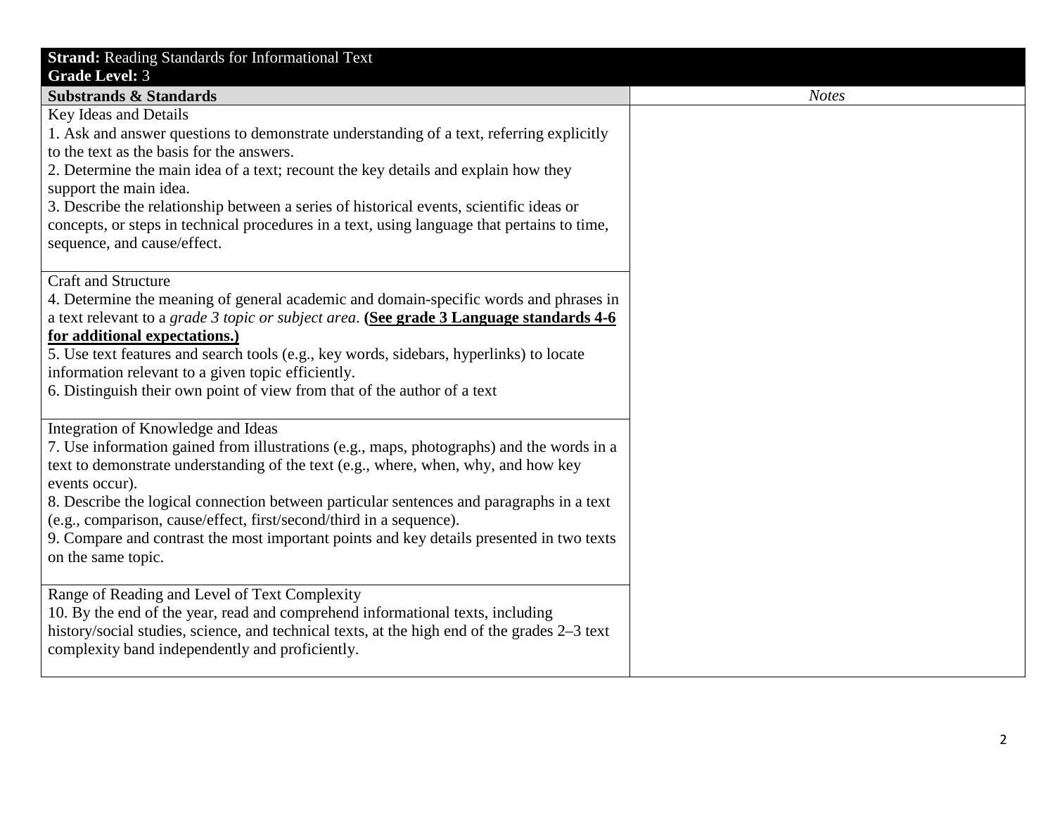| **Strand:** Reading Standards for Informational Text<br>**Grade Level:** 3 | |
|---|---|
| **Substrands & Standards** | *Notes* |
| Key Ideas and Details<br>1. Ask and answer questions to demonstrate understanding of a text, referring explicitly to the text as the basis for the answers.<br>2. Determine the main idea of a text; recount the key details and explain how they support the main idea.<br>3. Describe the relationship between a series of historical events, scientific ideas or concepts, or steps in technical procedures in a text, using language that pertains to time, sequence, and cause/effect. | |
| Craft and Structure<br>4. Determine the meaning of general academic and domain-specific words and phrases in a text relevant to a *grade 3 topic or subject area*. **(See grade 3 Language standards 4-6 for additional expectations.)**<br>5. Use text features and search tools (e.g., key words, sidebars, hyperlinks) to locate information relevant to a given topic efficiently.<br>6. Distinguish their own point of view from that of the author of a text | |
| Integration of Knowledge and Ideas<br>7. Use information gained from illustrations (e.g., maps, photographs) and the words in a text to demonstrate understanding of the text (e.g., where, when, why, and how key events occur).<br>8. Describe the logical connection between particular sentences and paragraphs in a text (e.g., comparison, cause/effect, first/second/third in a sequence).<br>9. Compare and contrast the most important points and key details presented in two texts on the same topic. | |
| Range of Reading and Level of Text Complexity<br>10. By the end of the year, read and comprehend informational texts, including history/social studies, science, and technical texts, at the high end of the grades 2–3 text complexity band independently and proficiently. | |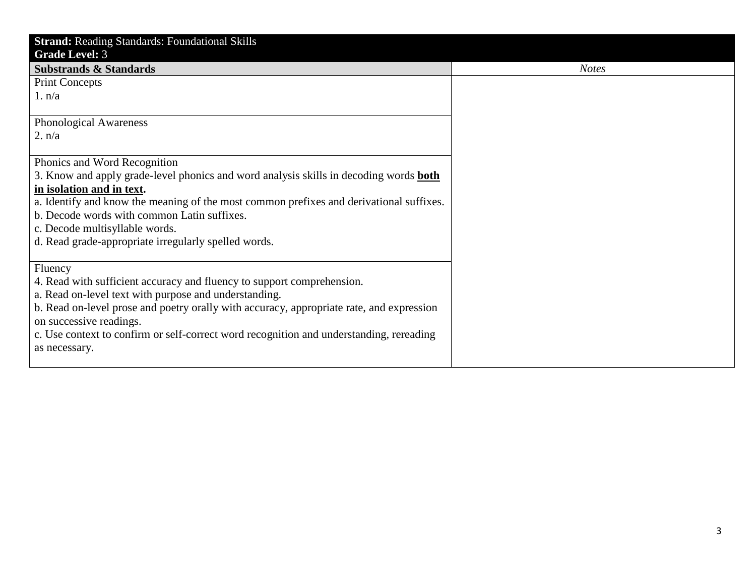| **Strand:** Reading Standards: Foundational Skills<br>**Grade Level:** 3 | |
|---|---|
| **Substrands & Standards** | *Notes* |
| Print Concepts<br>1. n/a | |
| Phonological Awareness<br>2. n/a | |
| Phonics and Word Recognition<br>3. Know and apply grade-level phonics and word analysis skills in decoding words <u>**both in isolation and in text**</u>**.**<br>a. Identify and know the meaning of the most common prefixes and derivational suffixes.<br>b. Decode words with common Latin suffixes.<br>c. Decode multisyllable words.<br>d. Read grade-appropriate irregularly spelled words. | |
| Fluency<br>4. Read with sufficient accuracy and fluency to support comprehension.<br>a. Read on-level text with purpose and understanding.<br>b. Read on-level prose and poetry orally with accuracy, appropriate rate, and expression on successive readings.<br>c. Use context to confirm or self-correct word recognition and understanding, rereading as necessary. | |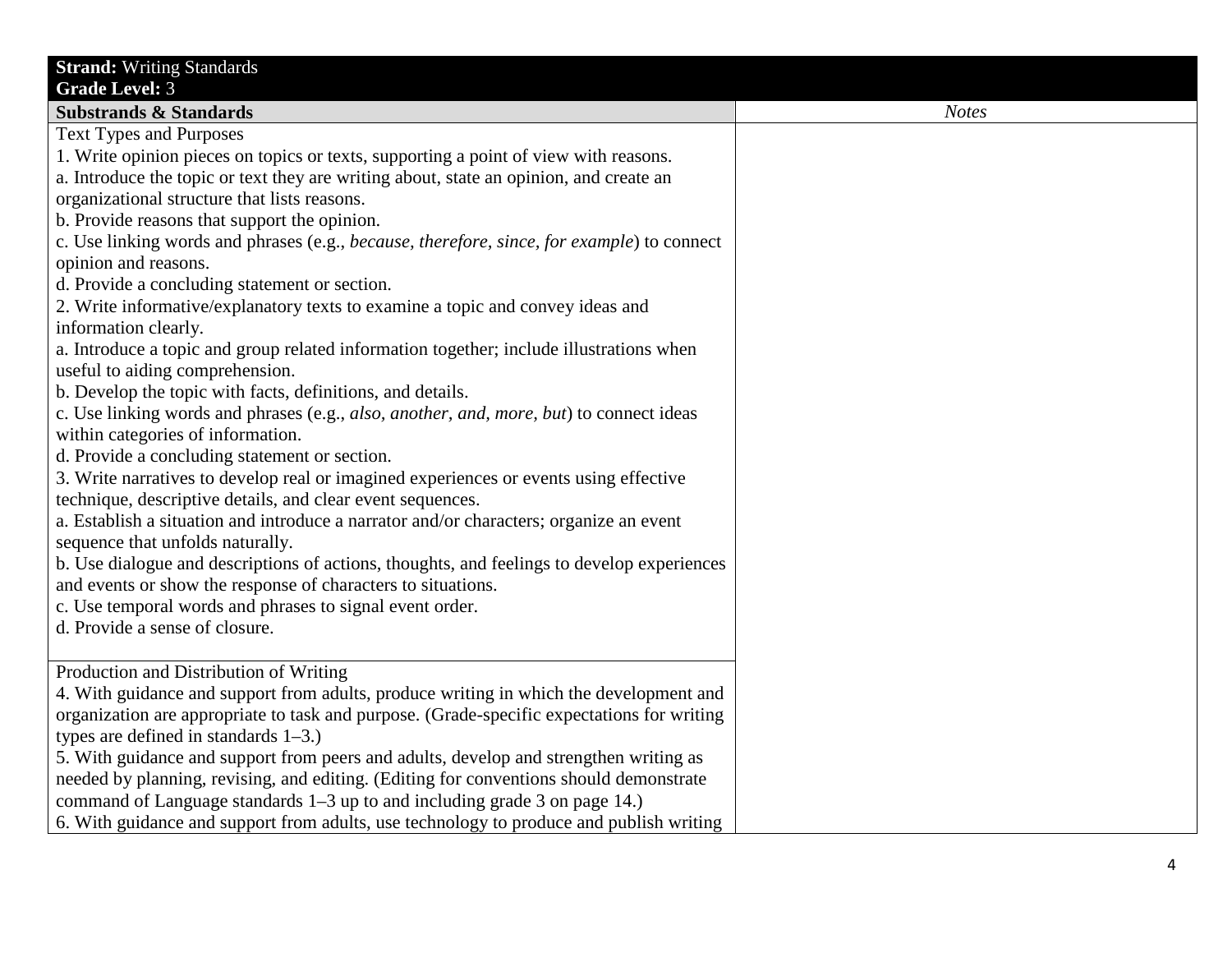| **Strand:** Writing Standards<br>**Grade Level:** 3 | |
|---|---|
| **Substrands & Standards** | *Notes* |
| Text Types and Purposes<br>1. Write opinion pieces on topics or texts, supporting a point of view with reasons.<br>a. Introduce the topic or text they are writing about, state an opinion, and create an organizational structure that lists reasons.<br>b. Provide reasons that support the opinion.<br>c. Use linking words and phrases (e.g., *because, therefore, since, for example*) to connect opinion and reasons.<br>d. Provide a concluding statement or section.<br>2. Write informative/explanatory texts to examine a topic and convey ideas and information clearly.<br>a. Introduce a topic and group related information together; include illustrations when useful to aiding comprehension.<br>b. Develop the topic with facts, definitions, and details.<br>c. Use linking words and phrases (e.g., *also, another, and, more, but*) to connect ideas within categories of information.<br>d. Provide a concluding statement or section.<br>3. Write narratives to develop real or imagined experiences or events using effective technique, descriptive details, and clear event sequences.<br>a. Establish a situation and introduce a narrator and/or characters; organize an event sequence that unfolds naturally.<br>b. Use dialogue and descriptions of actions, thoughts, and feelings to develop experiences and events or show the response of characters to situations.<br>c. Use temporal words and phrases to signal event order.<br>d. Provide a sense of closure. | |
| Production and Distribution of Writing<br>4. With guidance and support from adults, produce writing in which the development and organization are appropriate to task and purpose. (Grade-specific expectations for writing types are defined in standards 1–3.)<br>5. With guidance and support from peers and adults, develop and strengthen writing as needed by planning, revising, and editing. (Editing for conventions should demonstrate command of Language standards 1–3 up to and including grade 3 on page 14.)<br>6. With guidance and support from adults, use technology to produce and publish writing | |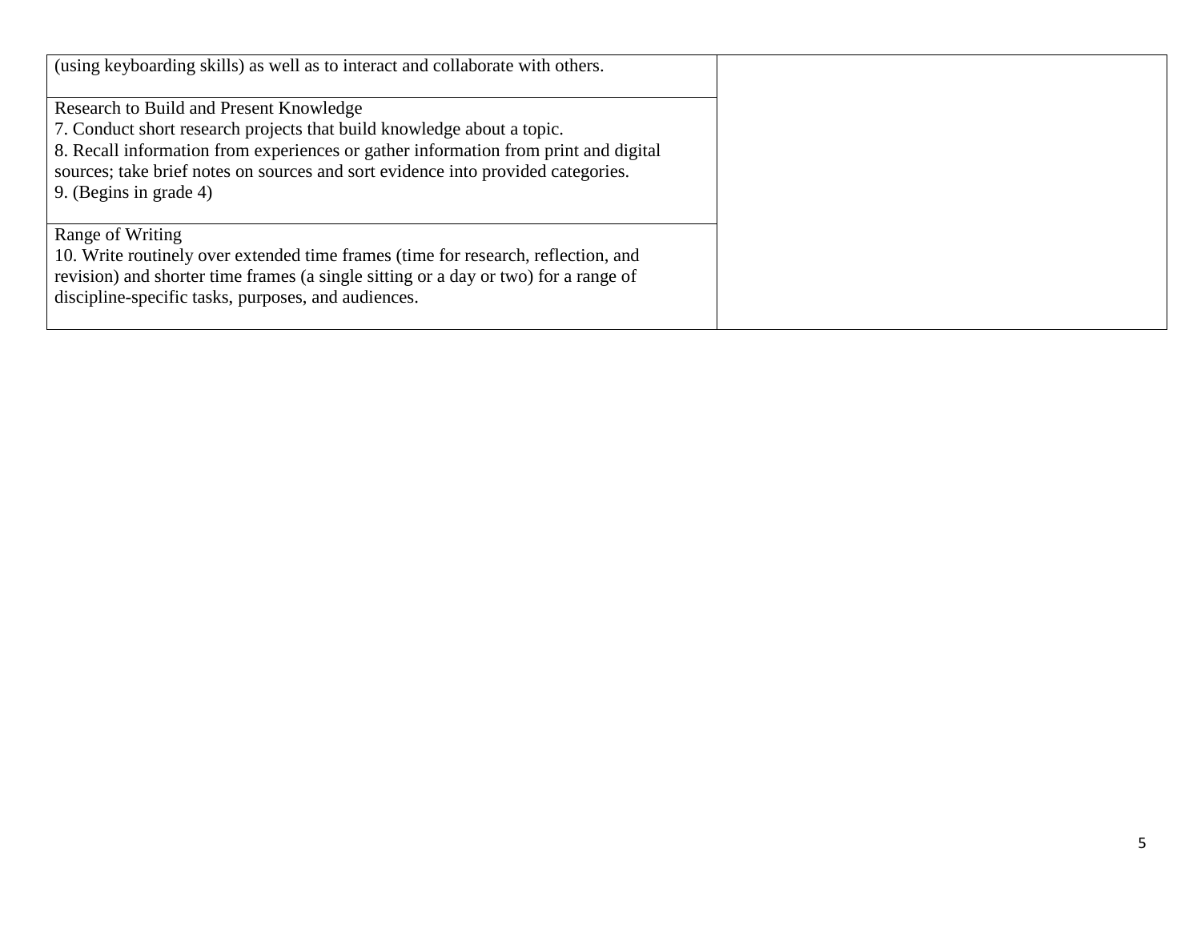| | |
|---|---|
| (using keyboarding skills) as well as to interact and collaborate with others. | |
| Research to Build and Present Knowledge<br>7. Conduct short research projects that build knowledge about a topic.<br>8. Recall information from experiences or gather information from print and digital sources; take brief notes on sources and sort evidence into provided categories.<br>9. (Begins in grade 4) | |
| Range of Writing<br>10. Write routinely over extended time frames (time for research, reflection, and revision) and shorter time frames (a single sitting or a day or two) for a range of discipline-specific tasks, purposes, and audiences. | |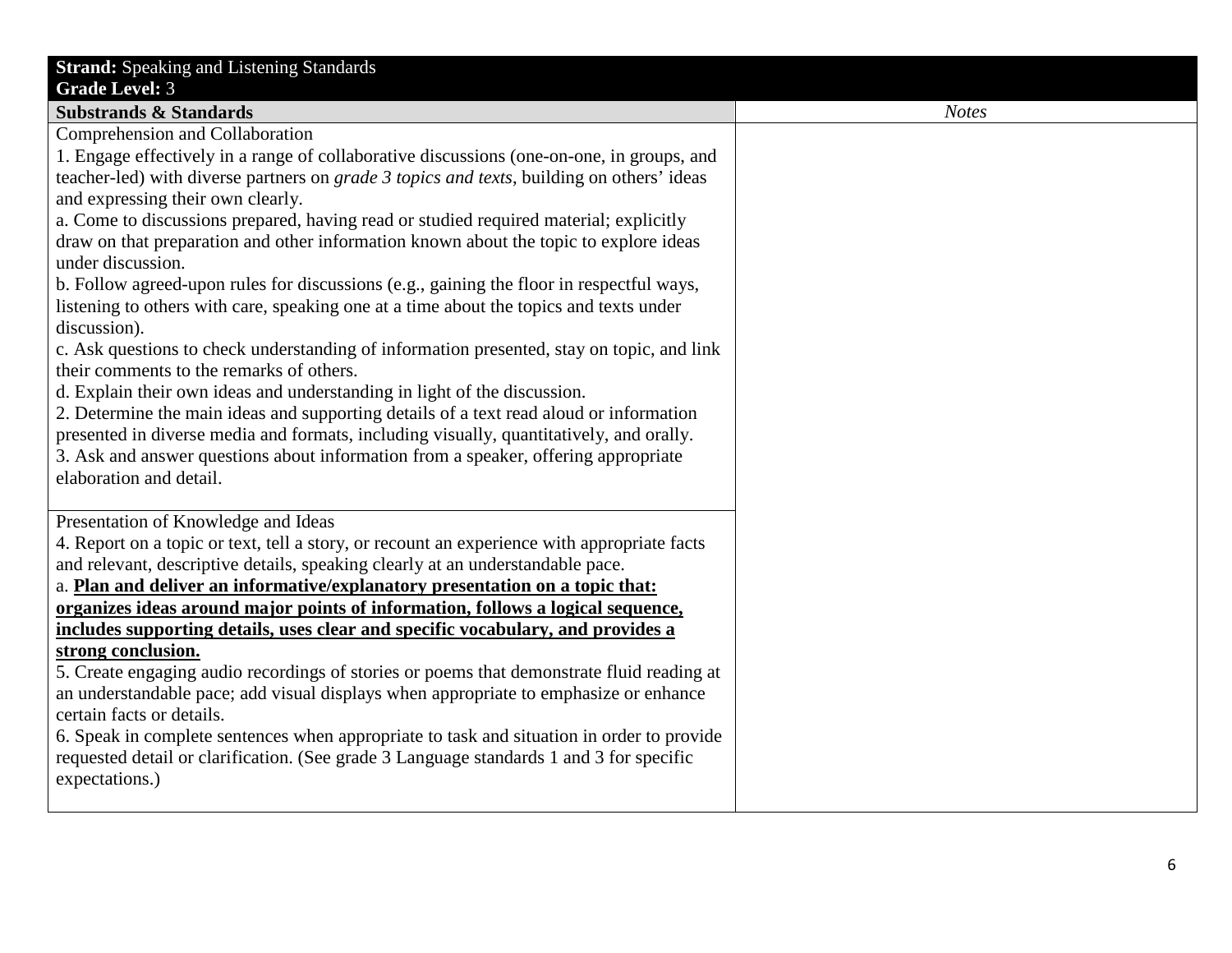| **Strand:** Speaking and Listening Standards<br>**Grade Level:** 3 | |
|---|---|
| **Substrands & Standards** | *Notes* |
| Comprehension and Collaboration<br>1. Engage effectively in a range of collaborative discussions (one-on-one, in groups, and teacher-led) with diverse partners on *grade 3 topics and texts*, building on others' ideas and expressing their own clearly.<br>a. Come to discussions prepared, having read or studied required material; explicitly draw on that preparation and other information known about the topic to explore ideas under discussion.<br>b. Follow agreed-upon rules for discussions (e.g., gaining the floor in respectful ways, listening to others with care, speaking one at a time about the topics and texts under discussion).<br>c. Ask questions to check understanding of information presented, stay on topic, and link their comments to the remarks of others.<br>d. Explain their own ideas and understanding in light of the discussion.<br>2. Determine the main ideas and supporting details of a text read aloud or information presented in diverse media and formats, including visually, quantitatively, and orally.<br>3. Ask and answer questions about information from a speaker, offering appropriate elaboration and detail. | |
| Presentation of Knowledge and Ideas<br>4. Report on a topic or text, tell a story, or recount an experience with appropriate facts and relevant, descriptive details, speaking clearly at an understandable pace.<br>a. <u>**Plan and deliver an informative/explanatory presentation on a topic that: organizes ideas around major points of information, follows a logical sequence, includes supporting details, uses clear and specific vocabulary, and provides a strong conclusion.**</u><br>5. Create engaging audio recordings of stories or poems that demonstrate fluid reading at an understandable pace; add visual displays when appropriate to emphasize or enhance certain facts or details.<br>6. Speak in complete sentences when appropriate to task and situation in order to provide requested detail or clarification. (See grade 3 Language standards 1 and 3 for specific expectations.) | |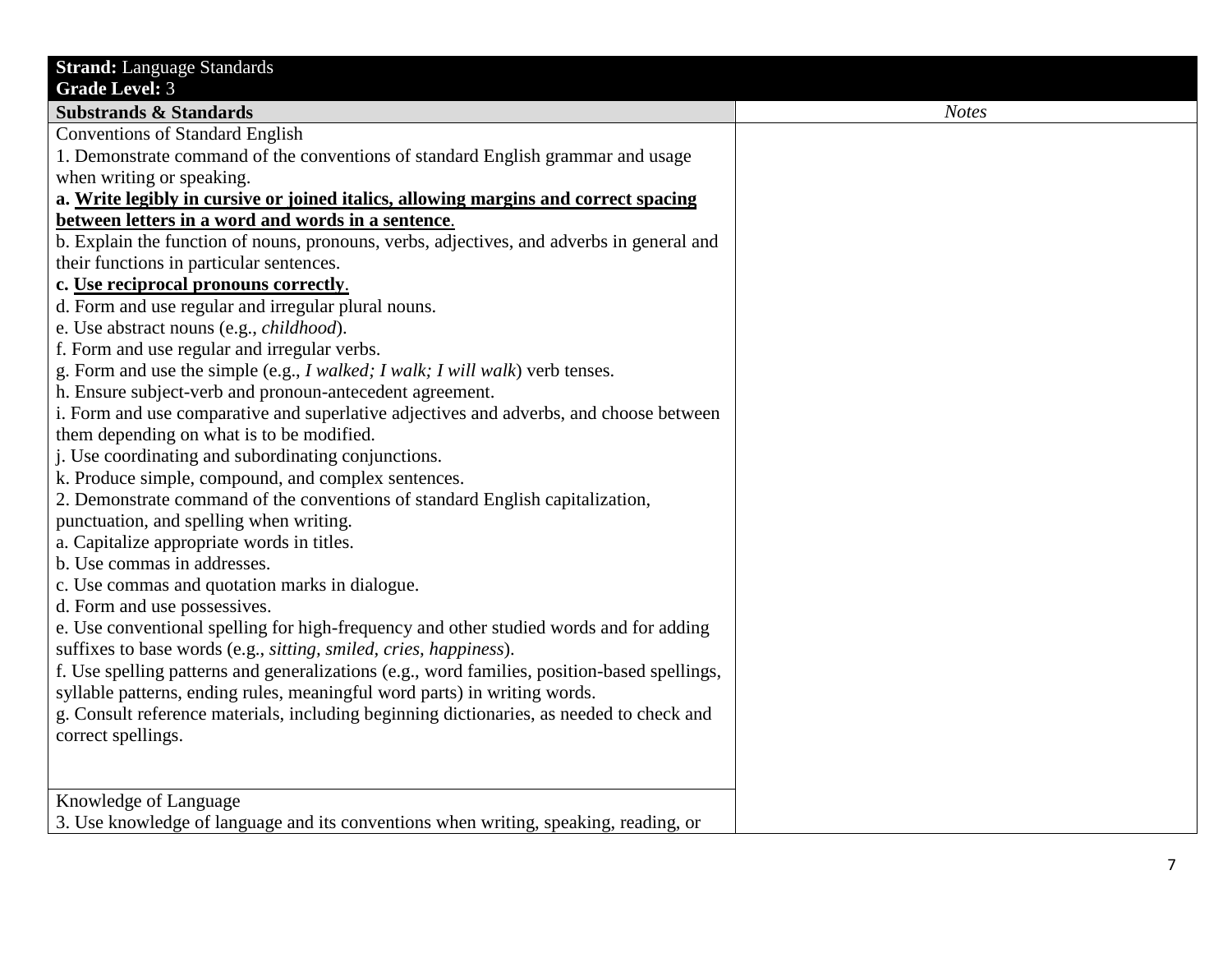| **Strand:** Language Standards<br>**Grade Level:** 3 | |
|---|---|
| **Substrands & Standards** | *Notes* |
| Conventions of Standard English<br>1. Demonstrate command of the conventions of standard English grammar and usage when writing or speaking.<br>**a. <u>Write legibly in cursive or joined italics, allowing margins and correct spacing between letters in a word and words in a sentence</u>.**<br>b. Explain the function of nouns, pronouns, verbs, adjectives, and adverbs in general and their functions in particular sentences.<br>**c. <u>Use reciprocal pronouns correctly</u>.**<br>d. Form and use regular and irregular plural nouns.<br>e. Use abstract nouns (e.g., *childhood*).<br>f. Form and use regular and irregular verbs.<br>g. Form and use the simple (e.g., *I walked; I walk; I will walk*) verb tenses.<br>h. Ensure subject-verb and pronoun-antecedent agreement.<br>i. Form and use comparative and superlative adjectives and adverbs, and choose between them depending on what is to be modified.<br>j. Use coordinating and subordinating conjunctions.<br>k. Produce simple, compound, and complex sentences.<br>2. Demonstrate command of the conventions of standard English capitalization, punctuation, and spelling when writing.<br>a. Capitalize appropriate words in titles.<br>b. Use commas in addresses.<br>c. Use commas and quotation marks in dialogue.<br>d. Form and use possessives.<br>e. Use conventional spelling for high-frequency and other studied words and for adding suffixes to base words (e.g., *sitting, smiled, cries, happiness*).<br>f. Use spelling patterns and generalizations (e.g., word families, position-based spellings, syllable patterns, ending rules, meaningful word parts) in writing words.<br>g. Consult reference materials, including beginning dictionaries, as needed to check and correct spellings. | |
| Knowledge of Language<br>3. Use knowledge of language and its conventions when writing, speaking, reading, or | |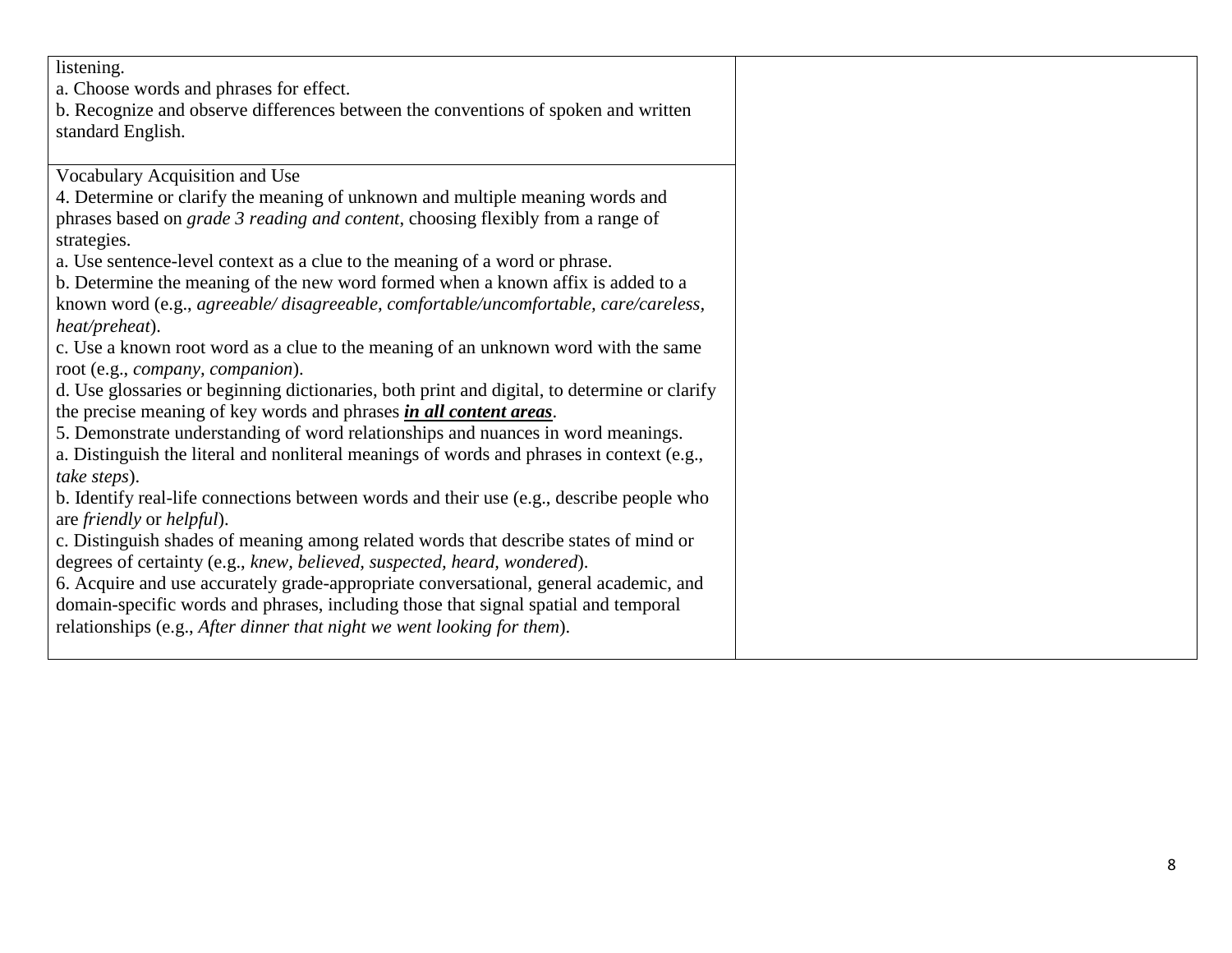| | |
|---|---|
| listening.<br>a. Choose words and phrases for effect.<br>b. Recognize and observe differences between the conventions of spoken and written standard English. | |
| Vocabulary Acquisition and Use<br>4. Determine or clarify the meaning of unknown and multiple meaning words and phrases based on *grade 3 reading and content*, choosing flexibly from a range of strategies.<br>a. Use sentence-level context as a clue to the meaning of a word or phrase.<br>b. Determine the meaning of the new word formed when a known affix is added to a known word (e.g., *agreeable/ disagreeable, comfortable/uncomfortable, care/careless, heat/preheat*).<br>c. Use a known root word as a clue to the meaning of an unknown word with the same root (e.g., *company, companion*).<br>d. Use glossaries or beginning dictionaries, both print and digital, to determine or clarify the precise meaning of key words and phrases ***<u>in all content areas</u>***.<br>5. Demonstrate understanding of word relationships and nuances in word meanings.<br>a. Distinguish the literal and nonliteral meanings of words and phrases in context (e.g., *take steps*).<br>b. Identify real-life connections between words and their use (e.g., describe people who are *friendly* or *helpful*).<br>c. Distinguish shades of meaning among related words that describe states of mind or degrees of certainty (e.g., *knew, believed, suspected, heard, wondered*).<br>6. Acquire and use accurately grade-appropriate conversational, general academic, and domain-specific words and phrases, including those that signal spatial and temporal relationships (e.g., *After dinner that night we went looking for them*). | |